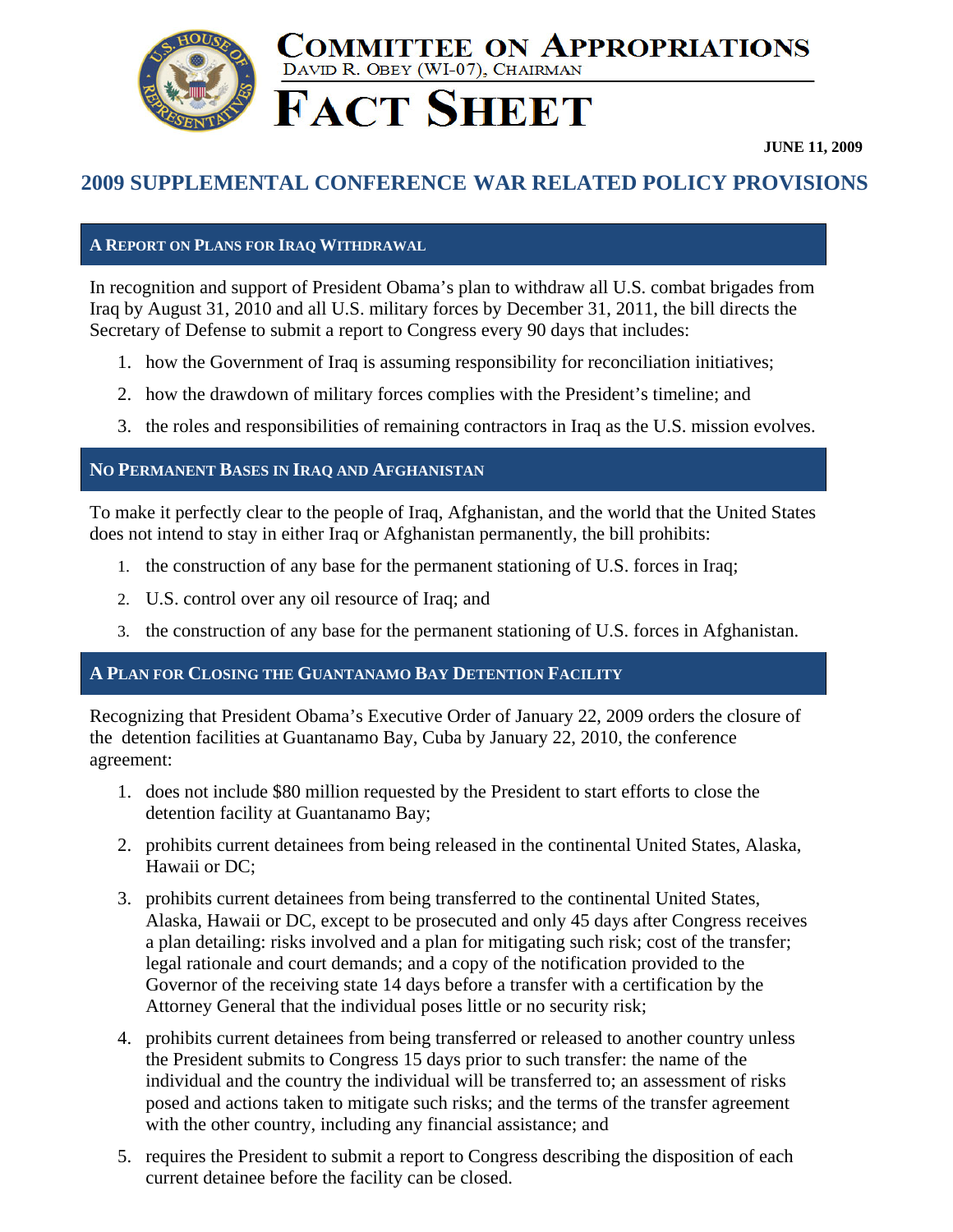# COMMITTEE ON APPROPRIATIONS

DAVID R. OBEY (WI-07), CHAIRMAN

# FACT SHEET

**JUNE 11, 2009**

## 2009 SUPPLEMENTAL CONFERENCE WAR RELATED POLICY PROVISIONS

### A REPORT ON PLANS FOR IRAQ WITHDRAWAL

In recognition and support of President Obama's plan to withdraw all U.S. combat brigades from Iraq by August 31, 2010 and all U.S. military forces by December 31, 2011, the bill directs the Secretary of Defense to submit a report to Congress every 90 days that includes:

1. how the Government of Iraq is assuming responsibility for reconciliation initiatives;
2. how the drawdown of military forces complies with the President's timeline; and
3. the roles and responsibilities of remaining contractors in Iraq as the U.S. mission evolves.

### NO PERMANENT BASES IN IRAQ AND AFGHANISTAN

To make it perfectly clear to the people of Iraq, Afghanistan, and the world that the United States does not intend to stay in either Iraq or Afghanistan permanently, the bill prohibits:

1. the construction of any base for the permanent stationing of U.S. forces in Iraq;
2. U.S. control over any oil resource of Iraq; and
3. the construction of any base for the permanent stationing of U.S. forces in Afghanistan.

### A PLAN FOR CLOSING THE GUANTANAMO BAY DETENTION FACILITY

Recognizing that President Obama's Executive Order of January 22, 2009 orders the closure of the detention facilities at Guantanamo Bay, Cuba by January 22, 2010, the conference agreement:

1. does not include $80 million requested by the President to start efforts to close the detention facility at Guantanamo Bay;
2. prohibits current detainees from being released in the continental United States, Alaska, Hawaii or DC;
3. prohibits current detainees from being transferred to the continental United States, Alaska, Hawaii or DC, except to be prosecuted and only 45 days after Congress receives a plan detailing: risks involved and a plan for mitigating such risk; cost of the transfer; legal rationale and court demands; and a copy of the notification provided to the Governor of the receiving state 14 days before a transfer with a certification by the Attorney General that the individual poses little or no security risk;
4. prohibits current detainees from being transferred or released to another country unless the President submits to Congress 15 days prior to such transfer: the name of the individual and the country the individual will be transferred to; an assessment of risks posed and actions taken to mitigate such risks; and the terms of the transfer agreement with the other country, including any financial assistance; and
5. requires the President to submit a report to Congress describing the disposition of each current detainee before the facility can be closed.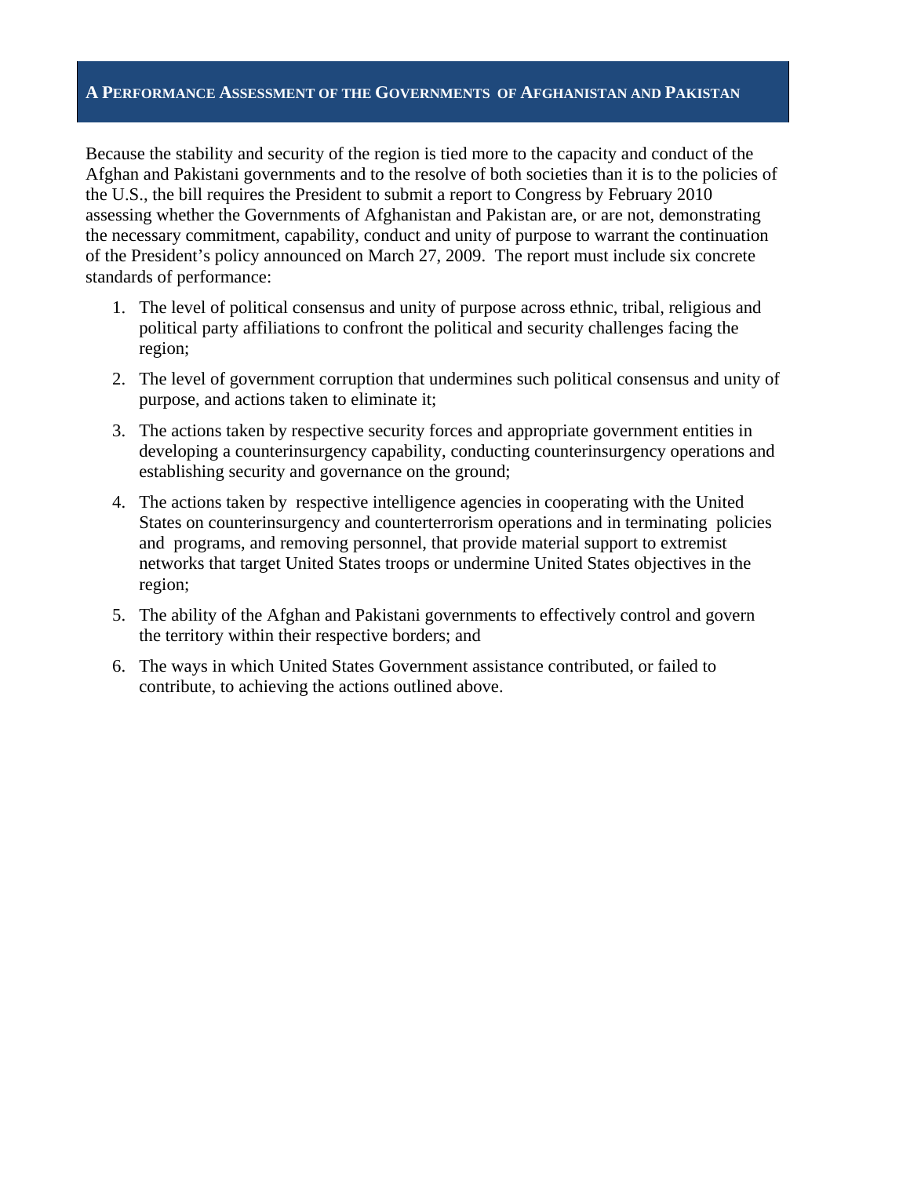## A Performance Assessment of the Governments of Afghanistan and Pakistan

Because the stability and security of the region is tied more to the capacity and conduct of the Afghan and Pakistani governments and to the resolve of both societies than it is to the policies of the U.S., the bill requires the President to submit a report to Congress by February 2010 assessing whether the Governments of Afghanistan and Pakistan are, or are not, demonstrating the necessary commitment, capability, conduct and unity of purpose to warrant the continuation of the President's policy announced on March 27, 2009. The report must include six concrete standards of performance:

1. The level of political consensus and unity of purpose across ethnic, tribal, religious and political party affiliations to confront the political and security challenges facing the region;
2. The level of government corruption that undermines such political consensus and unity of purpose, and actions taken to eliminate it;
3. The actions taken by respective security forces and appropriate government entities in developing a counterinsurgency capability, conducting counterinsurgency operations and establishing security and governance on the ground;
4. The actions taken by respective intelligence agencies in cooperating with the United States on counterinsurgency and counterterrorism operations and in terminating policies and programs, and removing personnel, that provide material support to extremist networks that target United States troops or undermine United States objectives in the region;
5. The ability of the Afghan and Pakistani governments to effectively control and govern the territory within their respective borders; and
6. The ways in which United States Government assistance contributed, or failed to contribute, to achieving the actions outlined above.